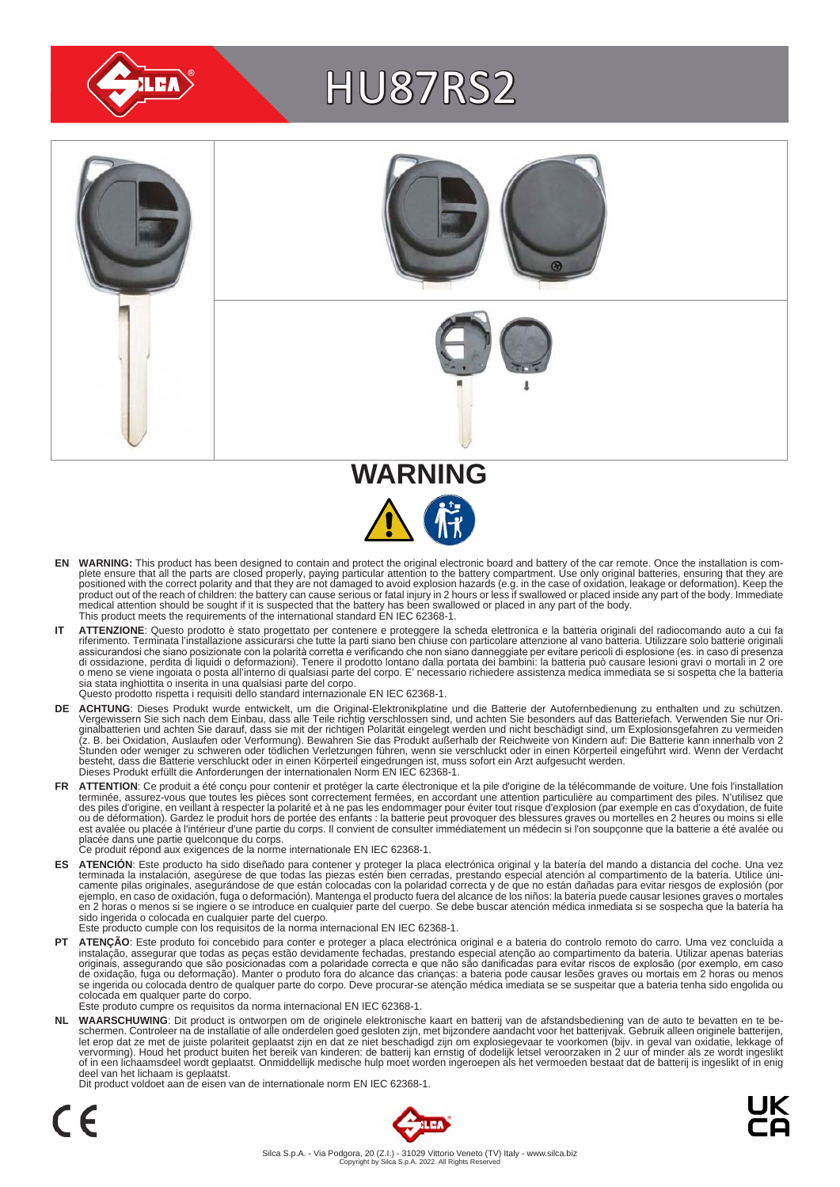# HU87RS2

## WARNING

**EN** **WARNING:** This product has been designed to contain and protect the original electronic board and battery of the car remote. Once the installation is complete ensure that all the parts are closed properly, paying particular attention to the battery compartment. Use only original batteries, ensuring that they are positioned with the correct polarity and that they are not damaged to avoid explosion hazards (e.g. in the case of oxidation, leakage or deformation). Keep the product out of the reach of children: the battery can cause serious or fatal injury in 2 hours or less if swallowed or placed inside any part of the body. Immediate medical attention should be sought if it is suspected that the battery has been swallowed or placed in any part of the body.
This product meets the requirements of the international standard EN IEC 62368-1.

**IT** **ATTENZIONE**: Questo prodotto è stato progettato per contenere e proteggere la scheda elettronica e la batteria originali del radiocomando auto a cui fa riferimento. Terminata l'installazione assicurarsi che tutte la parti siano ben chiuse con particolare attenzione al vano batteria. Utilizzare solo batterie originali assicurandosi che siano posizionate con la polarità corretta e verificando che non siano danneggiate per evitare pericoli di esplosione (es. in caso di presenza di ossidazione, perdita di liquidi o deformazioni). Tenere il prodotto lontano dalla portata dei bambini: la batteria può causare lesioni gravi o mortali in 2 ore o meno se viene ingoiata o posta all'interno di qualsiasi parte del corpo. E' necessario richiedere assistenza medica immediata se si sospetta che la batteria sia stata inghiottita o inserita in una qualsiasi parte del corpo.
Questo prodotto rispetta i requisiti dello standard internazionale EN IEC 62368-1.

**DE** **ACHTUNG**: Dieses Produkt wurde entwickelt, um die Original-Elektronikplatine und die Batterie der Autofernbedienung zu enthalten und zu schützen. Vergewissern Sie sich nach dem Einbau, dass alle Teile richtig verschlossen sind, und achten Sie besonders auf das Batteriefach. Verwenden Sie nur Originalbatterien und achten Sie darauf, dass sie mit der richtigen Polarität eingelegt werden und nicht beschädigt sind, um Explosionsgefahren zu vermeiden (z. B. bei Oxidation, Auslaufen oder Verformung). Bewahren Sie das Produkt außerhalb der Reichweite von Kindern auf: Die Batterie kann innerhalb von 2 Stunden oder weniger zu schweren oder tödlichen Verletzungen führen, wenn sie verschluckt oder in einen Körperteil eingeführt wird. Wenn der Verdacht besteht, dass die Batterie verschluckt oder in einen Körperteil eingedrungen ist, muss sofort ein Arzt aufgesucht werden.
Dieses Produkt erfüllt die Anforderungen der internationalen Norm EN IEC 62368-1.

**FR** **ATTENTION**: Ce produit a été conçu pour contenir et protéger la carte électronique et la pile d'origine de la télécommande de voiture. Une fois l'installation terminée, assurez-vous que toutes les pièces sont correctement fermées, en accordant une attention particulière au compartiment des piles. N'utilisez que des piles d'origine, en veillant à respecter la polarité et à ne pas les endommager pour éviter tout risque d'explosion (par exemple en cas d'oxydation, de fuite ou de déformation). Gardez le produit hors de portée des enfants : la batterie peut provoquer des blessures graves ou mortelles en 2 heures ou moins si elle est avalée ou placée à l'intérieur d'une partie du corps. Il convient de consulter immédiatement un médecin si l'on soupçonne que la batterie a été avalée ou placée dans une partie quelconque du corps.
Ce produit répond aux exigences de la norme internationale EN IEC 62368-1.

**ES** **ATENCIÓN**: Este producto ha sido diseñado para contener y proteger la placa electrónica original y la batería del mando a distancia del coche. Una vez terminada la instalación, asegúrese de que todas las piezas estén bien cerradas, prestando especial atención al compartimento de la batería. Utilice únicamente pilas originales, asegurándose de que están colocadas con la polaridad correcta y de que no están dañadas para evitar riesgos de explosión (por ejemplo, en caso de oxidación, fuga o deformación). Mantenga el producto fuera del alcance de los niños: la batería puede causar lesiones graves o mortales en 2 horas o menos si se ingiere o se introduce en cualquier parte del cuerpo. Se debe buscar atención médica inmediata si se sospecha que la batería ha sido ingerida o colocada en cualquier parte del cuerpo.
Este producto cumple con los requisitos de la norma internacional EN IEC 62368-1.

**PT** **ATENÇÃO**: Este produto foi concebido para conter e proteger a placa electrónica original e a bateria do controlo remoto do carro. Uma vez concluída a instalação, assegurar que todas as peças estão devidamente fechadas, prestando especial atenção ao compartimento da bateria. Utilizar apenas baterias originais, assegurando que são posicionadas com a polaridade correcta e que não são danificadas para evitar riscos de explosão (por exemplo, em caso de oxidação, fuga ou deformação). Manter o produto fora do alcance das crianças: a bateria pode causar lesões graves ou mortais em 2 horas ou menos se ingerida ou colocada dentro de qualquer parte do corpo. Deve procurar-se atenção médica imediata se se suspeitar que a bateria tenha sido engolida ou colocada em qualquer parte do corpo.
Este produto cumpre os requisitos da norma internacional EN IEC 62368-1.

**NL** **WAARSCHUWING**: Dit product is ontworpen om de originele elektronische kaart en batterij van de afstandsbediening van de auto te bevatten en te beschermen. Controleer na de installatie of alle onderdelen goed gesloten zijn, met bijzondere aandacht voor het batterijvak. Gebruik alleen originele batterijen, let erop dat ze met de juiste polariteit geplaatst zijn en dat ze niet beschadigd zijn om explosiegevaar te voorkomen (bijv. in geval van oxidatie, lekkage of vervorming). Houd het product buiten het bereik van kinderen: de batterij kan ernstig of dodelijk letsel veroorzaken in 2 uur of minder als ze wordt ingeslikt of in een lichaamsdeel wordt geplaatst. Onmiddellijk medische hulp moet worden ingeroepen als het vermoeden bestaat dat de batterij is ingeslikt of in enig deel van het lichaam is geplaatst.
Dit product voldoet aan de eisen van de internationale norm EN IEC 62368-1.

CE UK CA

Silca S.p.A. - Via Podgora, 20 (Z.I.) - 31029 Vittorio Veneto (TV) Italy - www.silca.biz
Copyright by Silca S.p.A. 2022. All Rights Reserved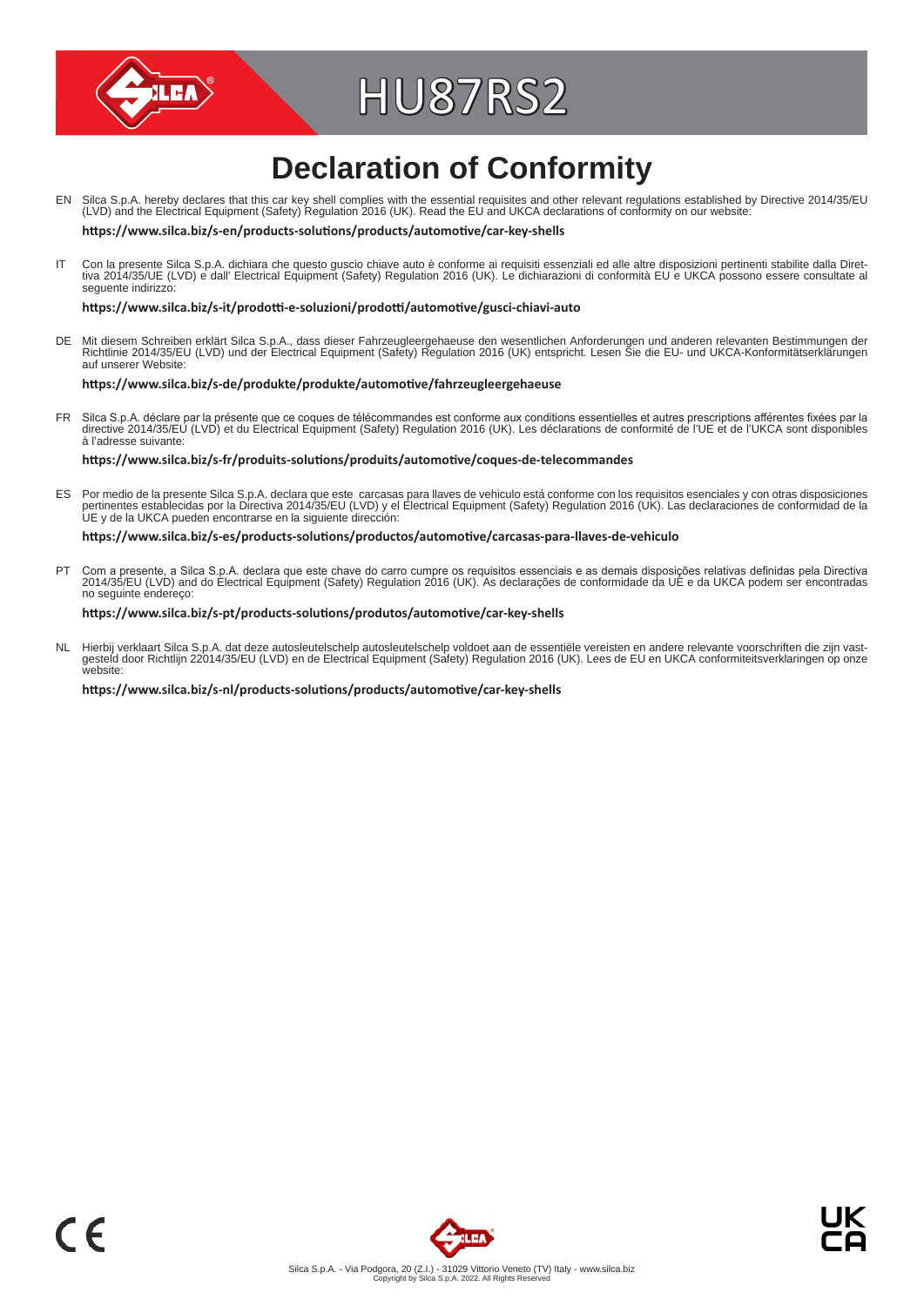# HU87RS2

## Declaration of Conformity

EN Silca S.p.A. hereby declares that this car key shell complies with the essential requisites and other relevant regulations established by Directive 2014/35/EU (LVD) and the Electrical Equipment (Safety) Regulation 2016 (UK). Read the EU and UKCA declarations of conformity on our website:

**https://www.silca.biz/s-en/products-solutions/products/automotive/car-key-shells**

IT Con la presente Silca S.p.A. dichiara che questo guscio chiave auto è conforme ai requisiti essenziali ed alle altre disposizioni pertinenti stabilite dalla Direttiva 2014/35/UE (LVD) e dall' Electrical Equipment (Safety) Regulation 2016 (UK). Le dichiarazioni di conformità EU e UKCA possono essere consultate al seguente indirizzo:

**https://www.silca.biz/s-it/prodotti-e-soluzioni/prodotti/automotive/gusci-chiavi-auto**

DE Mit diesem Schreiben erklärt Silca S.p.A., dass dieser Fahrzeugleergehaeuse den wesentlichen Anforderungen und anderen relevanten Bestimmungen der Richtlinie 2014/35/EU (LVD) und der Electrical Equipment (Safety) Regulation 2016 (UK) entspricht. Lesen Sie die EU- und UKCA-Konformitätserklärungen auf unserer Website:

**https://www.silca.biz/s-de/produkte/produkte/automotive/fahrzeugleergehaeuse**

FR Silca S.p.A. déclare par la présente que ce coques de télécommandes est conforme aux conditions essentielles et autres prescriptions afférentes fixées par la directive 2014/35/EU (LVD) et du Electrical Equipment (Safety) Regulation 2016 (UK). Les déclarations de conformité de l'UE et de l'UKCA sont disponibles à l'adresse suivante:

**https://www.silca.biz/s-fr/produits-solutions/produits/automotive/coques-de-telecommandes**

ES Por medio de la presente Silca S.p.A. declara que este carcasas para llaves de vehiculo está conforme con los requisitos esenciales y con otras disposiciones pertinentes establecidas por la Directiva 2014/35/EU (LVD) y el Electrical Equipment (Safety) Regulation 2016 (UK). Las declaraciones de conformidad de la UE y de la UKCA pueden encontrarse en la siguiente dirección:

**https://www.silca.biz/s-es/products-solutions/productos/automotive/carcasas-para-llaves-de-vehiculo**

PT Com a presente, a Silca S.p.A. declara que este chave do carro cumpre os requisitos essenciais e as demais disposições relativas definidas pela Directiva 2014/35/EU (LVD) and do Electrical Equipment (Safety) Regulation 2016 (UK). As declarações de conformidade da UE e da UKCA podem ser encontradas no seguinte endereço:

**https://www.silca.biz/s-pt/products-solutions/produtos/automotive/car-key-shells**

NL Hierbij verklaart Silca S.p.A. dat deze autosleutelschelp autosleutelschelp voldoet aan de essentiële vereisten en andere relevante voorschriften die zijn vastgesteld door Richtlijn 22014/35/EU (LVD) en de Electrical Equipment (Safety) Regulation 2016 (UK). Lees de EU en UKCA conformiteitsverklaringen op onze website:

**https://www.silca.biz/s-nl/products-solutions/products/automotive/car-key-shells**

CE

UK CA

Silca S.p.A. - Via Podgora, 20 (Z.I.) - 31029 Vittorio Veneto (TV) Italy - www.silca.biz
Copyright by Silca S.p.A. 2022. All Rights Reserved